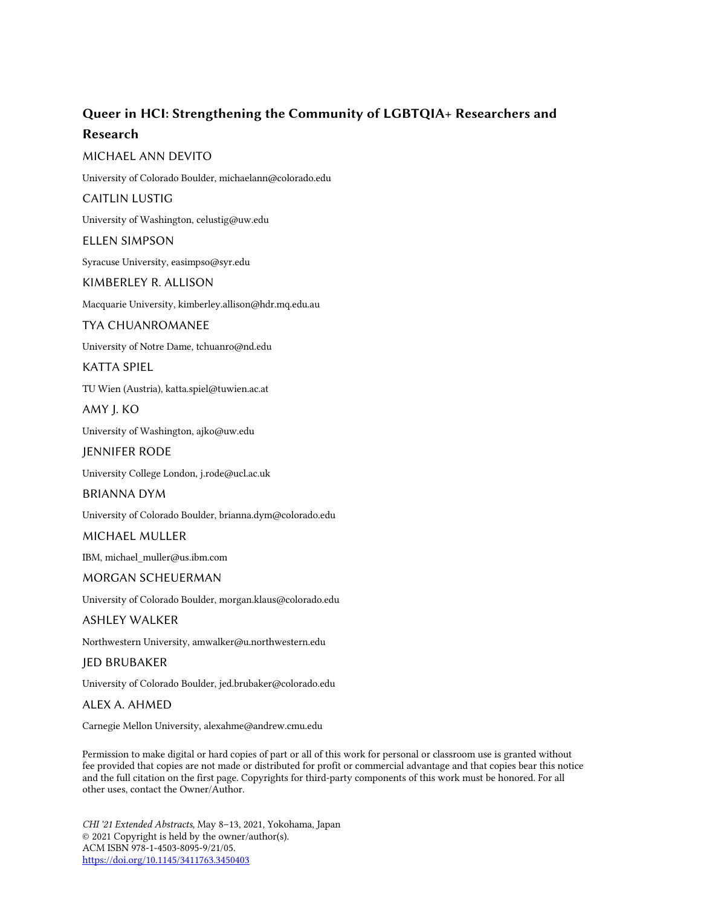# Queer in HCI: Strengthening the Community of LGBTQIA+ Researchers and Research

MICHAEL ANN DEVITO

University of Colorado Boulder, michaelann@colorado.edu

CAITLIN LUSTIG

University of Washington, celustig@uw.edu

ELLEN SIMPSON

Syracuse University, easimpso@syr.edu

KIMBERLEY R. ALLISON

Macquarie University, kimberley.allison@hdr.mq.edu.au

TYA CHUANROMANEE

University of Notre Dame, tchuanro@nd.edu

KATTA SPIEL

TU Wien (Austria), katta.spiel@tuwien.ac.at

AMY J. KO

University of Washington, ajko@uw.edu

JENNIFER RODE

University College London, j.rode@ucl.ac.uk

BRIANNA DYM

University of Colorado Boulder, brianna.dym@colorado.edu

MICHAEL MULLER

IBM, michael_muller@us.ibm.com

MORGAN SCHEUERMAN

University of Colorado Boulder, morgan.klaus@colorado.edu

ASHLEY WALKER

Northwestern University, amwalker@u.northwestern.edu

JED BRUBAKER

University of Colorado Boulder, jed.brubaker@colorado.edu

ALEX A. AHMED

Carnegie Mellon University, alexahme@andrew.cmu.edu

Permission to make digital or hard copies of part or all of this work for personal or classroom use is granted without fee provided that copies are not made or distributed for profit or commercial advantage and that copies bear this notice and the full citation on the first page. Copyrights for third-party components of this work must be honored. For all other uses, contact the Owner/Author.

*CHI '21 Extended Abstracts*, May 8–13, 2021, Yokohama, Japan
© 2021 Copyright is held by the owner/author(s).
ACM ISBN 978-1-4503-8095-9/21/05.
https://doi.org/10.1145/3411763.3450403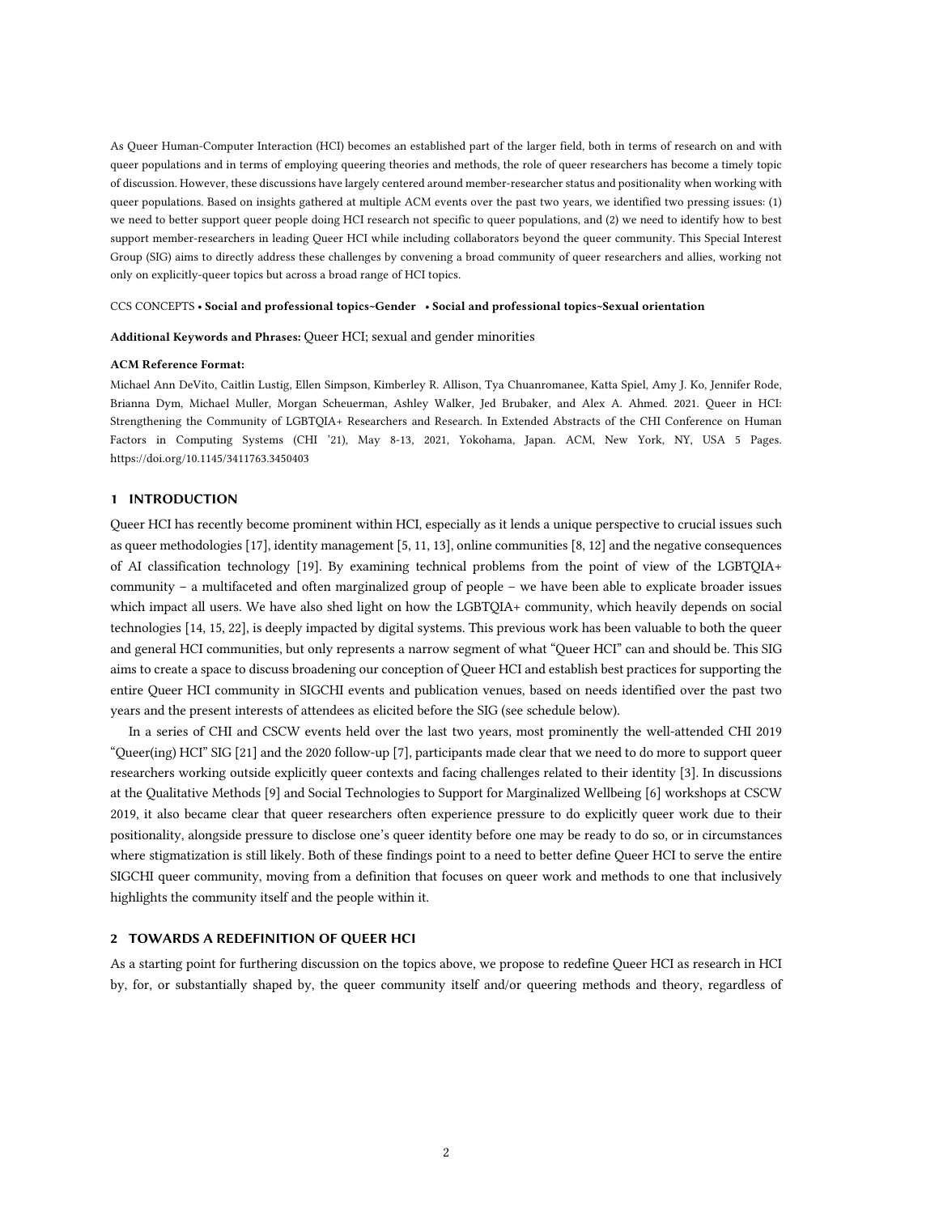As Queer Human-Computer Interaction (HCI) becomes an established part of the larger field, both in terms of research on and with queer populations and in terms of employing queering theories and methods, the role of queer researchers has become a timely topic of discussion. However, these discussions have largely centered around member-researcher status and positionality when working with queer populations. Based on insights gathered at multiple ACM events over the past two years, we identified two pressing issues: (1) we need to better support queer people doing HCI research not specific to queer populations, and (2) we need to identify how to best support member-researchers in leading Queer HCI while including collaborators beyond the queer community. This Special Interest Group (SIG) aims to directly address these challenges by convening a broad community of queer researchers and allies, working not only on explicitly-queer topics but across a broad range of HCI topics.

CCS CONCEPTS • **Social and professional topics~Gender** • **Social and professional topics~Sexual orientation**

**Additional Keywords and Phrases:** Queer HCI; sexual and gender minorities

**ACM Reference Format:**

Michael Ann DeVito, Caitlin Lustig, Ellen Simpson, Kimberley R. Allison, Tya Chuanromanee, Katta Spiel, Amy J. Ko, Jennifer Rode, Brianna Dym, Michael Muller, Morgan Scheuerman, Ashley Walker, Jed Brubaker, and Alex A. Ahmed. 2021. Queer in HCI: Strengthening the Community of LGBTQIA+ Researchers and Research. In Extended Abstracts of the CHI Conference on Human Factors in Computing Systems (CHI '21), May 8-13, 2021, Yokohama, Japan. ACM, New York, NY, USA 5 Pages. https://doi.org/10.1145/3411763.3450403

## 1 INTRODUCTION

Queer HCI has recently become prominent within HCI, especially as it lends a unique perspective to crucial issues such as queer methodologies [17], identity management [5, 11, 13], online communities [8, 12] and the negative consequences of AI classification technology [19]. By examining technical problems from the point of view of the LGBTQIA+ community – a multifaceted and often marginalized group of people – we have been able to explicate broader issues which impact all users. We have also shed light on how the LGBTQIA+ community, which heavily depends on social technologies [14, 15, 22], is deeply impacted by digital systems. This previous work has been valuable to both the queer and general HCI communities, but only represents a narrow segment of what "Queer HCI" can and should be. This SIG aims to create a space to discuss broadening our conception of Queer HCI and establish best practices for supporting the entire Queer HCI community in SIGCHI events and publication venues, based on needs identified over the past two years and the present interests of attendees as elicited before the SIG (see schedule below).

In a series of CHI and CSCW events held over the last two years, most prominently the well-attended CHI 2019 "Queer(ing) HCI" SIG [21] and the 2020 follow-up [7], participants made clear that we need to do more to support queer researchers working outside explicitly queer contexts and facing challenges related to their identity [3]. In discussions at the Qualitative Methods [9] and Social Technologies to Support for Marginalized Wellbeing [6] workshops at CSCW 2019, it also became clear that queer researchers often experience pressure to do explicitly queer work due to their positionality, alongside pressure to disclose one's queer identity before one may be ready to do so, or in circumstances where stigmatization is still likely. Both of these findings point to a need to better define Queer HCI to serve the entire SIGCHI queer community, moving from a definition that focuses on queer work and methods to one that inclusively highlights the community itself and the people within it.

## 2 TOWARDS A REDEFINITION OF QUEER HCI

As a starting point for furthering discussion on the topics above, we propose to redefine Queer HCI as research in HCI by, for, or substantially shaped by, the queer community itself and/or queering methods and theory, regardless of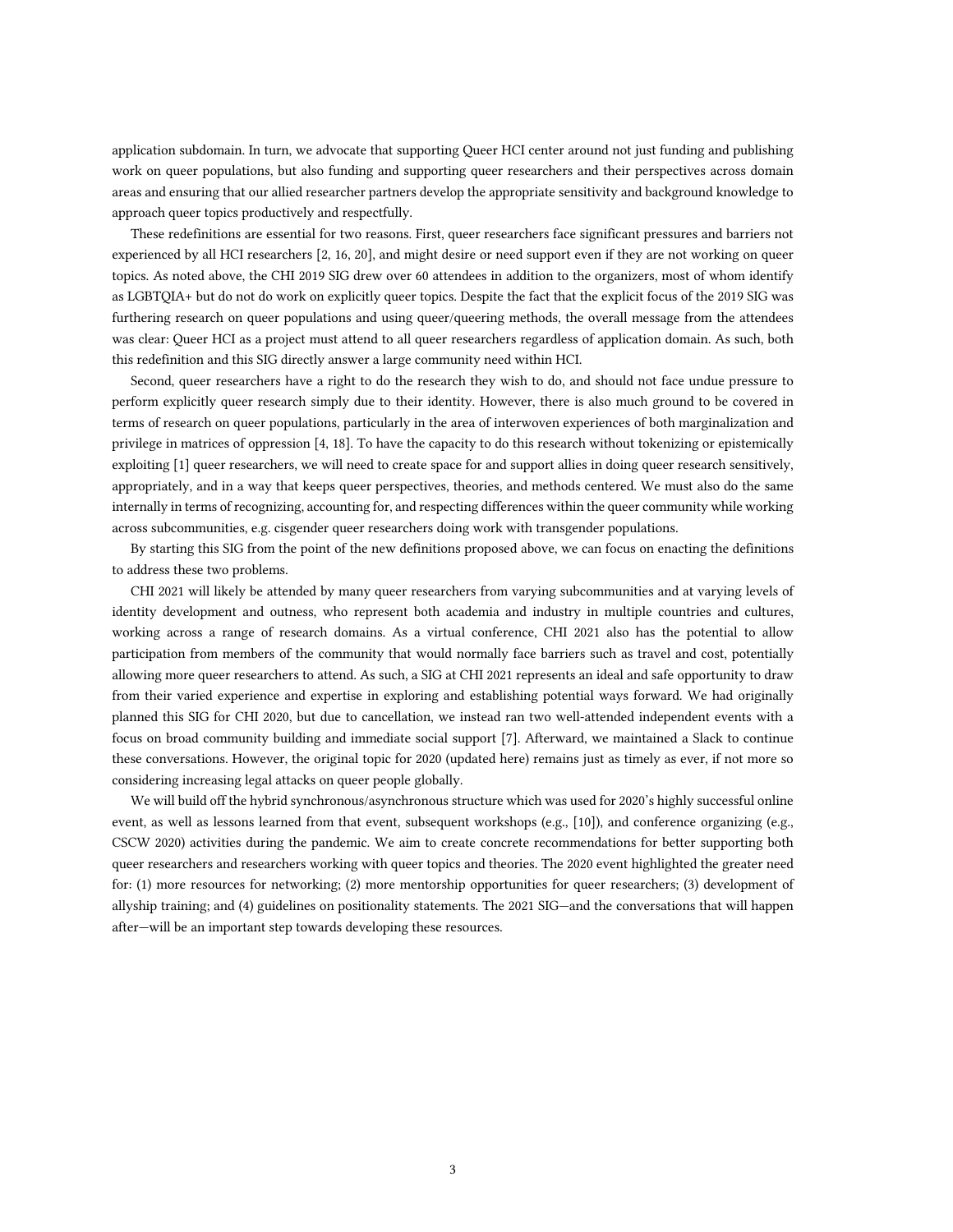application subdomain. In turn, we advocate that supporting Queer HCI center around not just funding and publishing work on queer populations, but also funding and supporting queer researchers and their perspectives across domain areas and ensuring that our allied researcher partners develop the appropriate sensitivity and background knowledge to approach queer topics productively and respectfully.

These redefinitions are essential for two reasons. First, queer researchers face significant pressures and barriers not experienced by all HCI researchers [2, 16, 20], and might desire or need support even if they are not working on queer topics. As noted above, the CHI 2019 SIG drew over 60 attendees in addition to the organizers, most of whom identify as LGBTQIA+ but do not do work on explicitly queer topics. Despite the fact that the explicit focus of the 2019 SIG was furthering research on queer populations and using queer/queering methods, the overall message from the attendees was clear: Queer HCI as a project must attend to all queer researchers regardless of application domain. As such, both this redefinition and this SIG directly answer a large community need within HCI.

Second, queer researchers have a right to do the research they wish to do, and should not face undue pressure to perform explicitly queer research simply due to their identity. However, there is also much ground to be covered in terms of research on queer populations, particularly in the area of interwoven experiences of both marginalization and privilege in matrices of oppression [4, 18]. To have the capacity to do this research without tokenizing or epistemically exploiting [1] queer researchers, we will need to create space for and support allies in doing queer research sensitively, appropriately, and in a way that keeps queer perspectives, theories, and methods centered. We must also do the same internally in terms of recognizing, accounting for, and respecting differences within the queer community while working across subcommunities, e.g. cisgender queer researchers doing work with transgender populations.

By starting this SIG from the point of the new definitions proposed above, we can focus on enacting the definitions to address these two problems.

CHI 2021 will likely be attended by many queer researchers from varying subcommunities and at varying levels of identity development and outness, who represent both academia and industry in multiple countries and cultures, working across a range of research domains. As a virtual conference, CHI 2021 also has the potential to allow participation from members of the community that would normally face barriers such as travel and cost, potentially allowing more queer researchers to attend. As such, a SIG at CHI 2021 represents an ideal and safe opportunity to draw from their varied experience and expertise in exploring and establishing potential ways forward. We had originally planned this SIG for CHI 2020, but due to cancellation, we instead ran two well-attended independent events with a focus on broad community building and immediate social support [7]. Afterward, we maintained a Slack to continue these conversations. However, the original topic for 2020 (updated here) remains just as timely as ever, if not more so considering increasing legal attacks on queer people globally.

We will build off the hybrid synchronous/asynchronous structure which was used for 2020's highly successful online event, as well as lessons learned from that event, subsequent workshops (e.g., [10]), and conference organizing (e.g., CSCW 2020) activities during the pandemic. We aim to create concrete recommendations for better supporting both queer researchers and researchers working with queer topics and theories. The 2020 event highlighted the greater need for: (1) more resources for networking; (2) more mentorship opportunities for queer researchers; (3) development of allyship training; and (4) guidelines on positionality statements. The 2021 SIG—and the conversations that will happen after—will be an important step towards developing these resources.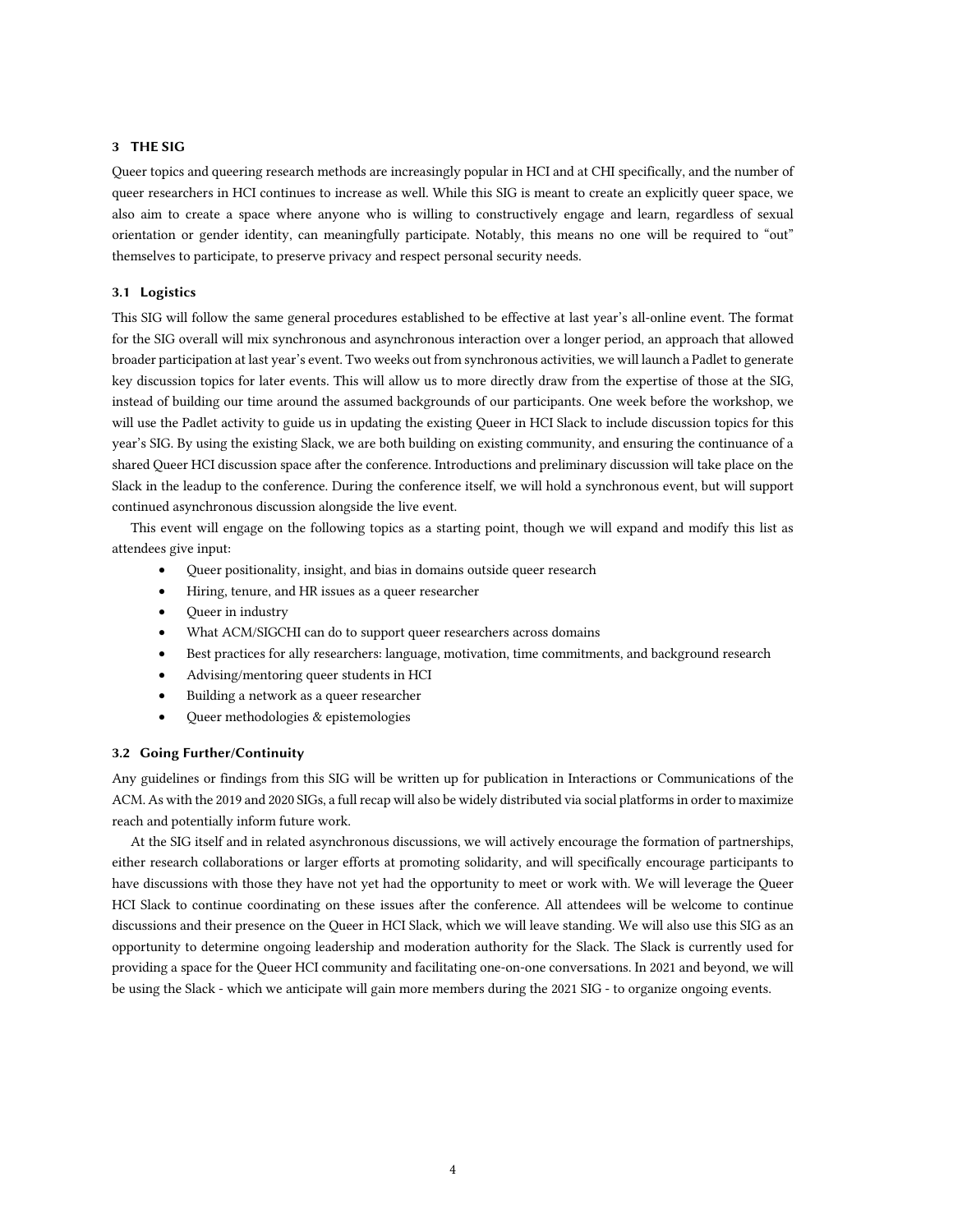## 3 THE SIG

Queer topics and queering research methods are increasingly popular in HCI and at CHI specifically, and the number of queer researchers in HCI continues to increase as well. While this SIG is meant to create an explicitly queer space, we also aim to create a space where anyone who is willing to constructively engage and learn, regardless of sexual orientation or gender identity, can meaningfully participate. Notably, this means no one will be required to "out" themselves to participate, to preserve privacy and respect personal security needs.

### 3.1 Logistics

This SIG will follow the same general procedures established to be effective at last year's all-online event. The format for the SIG overall will mix synchronous and asynchronous interaction over a longer period, an approach that allowed broader participation at last year's event. Two weeks out from synchronous activities, we will launch a Padlet to generate key discussion topics for later events. This will allow us to more directly draw from the expertise of those at the SIG, instead of building our time around the assumed backgrounds of our participants. One week before the workshop, we will use the Padlet activity to guide us in updating the existing Queer in HCI Slack to include discussion topics for this year's SIG. By using the existing Slack, we are both building on existing community, and ensuring the continuance of a shared Queer HCI discussion space after the conference. Introductions and preliminary discussion will take place on the Slack in the leadup to the conference. During the conference itself, we will hold a synchronous event, but will support continued asynchronous discussion alongside the live event.

This event will engage on the following topics as a starting point, though we will expand and modify this list as attendees give input:

- Queer positionality, insight, and bias in domains outside queer research
- Hiring, tenure, and HR issues as a queer researcher
- Queer in industry
- What ACM/SIGCHI can do to support queer researchers across domains
- Best practices for ally researchers: language, motivation, time commitments, and background research
- Advising/mentoring queer students in HCI
- Building a network as a queer researcher
- Queer methodologies & epistemologies

### 3.2 Going Further/Continuity

Any guidelines or findings from this SIG will be written up for publication in Interactions or Communications of the ACM. As with the 2019 and 2020 SIGs, a full recap will also be widely distributed via social platforms in order to maximize reach and potentially inform future work.

At the SIG itself and in related asynchronous discussions, we will actively encourage the formation of partnerships, either research collaborations or larger efforts at promoting solidarity, and will specifically encourage participants to have discussions with those they have not yet had the opportunity to meet or work with. We will leverage the Queer HCI Slack to continue coordinating on these issues after the conference. All attendees will be welcome to continue discussions and their presence on the Queer in HCI Slack, which we will leave standing. We will also use this SIG as an opportunity to determine ongoing leadership and moderation authority for the Slack. The Slack is currently used for providing a space for the Queer HCI community and facilitating one-on-one conversations. In 2021 and beyond, we will be using the Slack - which we anticipate will gain more members during the 2021 SIG - to organize ongoing events.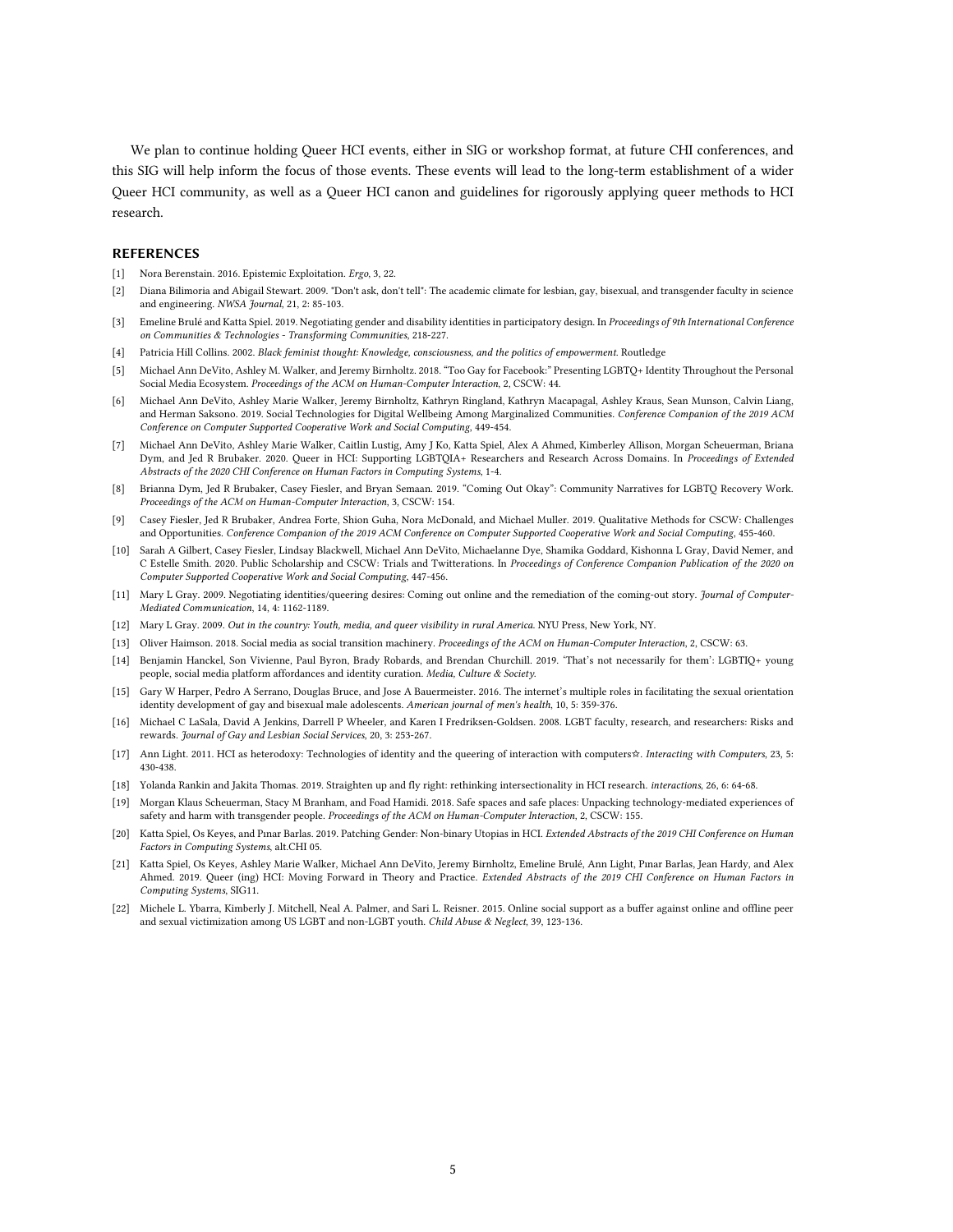We plan to continue holding Queer HCI events, either in SIG or workshop format, at future CHI conferences, and this SIG will help inform the focus of those events. These events will lead to the long-term establishment of a wider Queer HCI community, as well as a Queer HCI canon and guidelines for rigorously applying queer methods to HCI research.

## REFERENCES

[1] Nora Berenstain. 2016. Epistemic Exploitation. *Ergo*, 3, 22.

[2] Diana Bilimoria and Abigail Stewart. 2009. "Don't ask, don't tell": The academic climate for lesbian, gay, bisexual, and transgender faculty in science and engineering. *NWSA Journal*, 21, 2: 85-103.

[3] Emeline Brulé and Katta Spiel. 2019. Negotiating gender and disability identities in participatory design. In *Proceedings of 9th International Conference on Communities & Technologies - Transforming Communities*, 218-227.

[4] Patricia Hill Collins. 2002. *Black feminist thought: Knowledge, consciousness, and the politics of empowerment.* Routledge

[5] Michael Ann DeVito, Ashley M. Walker, and Jeremy Birnholtz. 2018. "Too Gay for Facebook:" Presenting LGBTQ+ Identity Throughout the Personal Social Media Ecosystem. *Proceedings of the ACM on Human-Computer Interaction*, 2, CSCW: 44.

[6] Michael Ann DeVito, Ashley Marie Walker, Jeremy Birnholtz, Kathryn Ringland, Kathryn Macapagal, Ashley Kraus, Sean Munson, Calvin Liang, and Herman Saksono. 2019. Social Technologies for Digital Wellbeing Among Marginalized Communities. *Conference Companion of the 2019 ACM Conference on Computer Supported Cooperative Work and Social Computing*, 449-454.

[7] Michael Ann DeVito, Ashley Marie Walker, Caitlin Lustig, Amy J Ko, Katta Spiel, Alex A Ahmed, Kimberley Allison, Morgan Scheuerman, Briana Dym, and Jed R Brubaker. 2020. Queer in HCI: Supporting LGBTQIA+ Researchers and Research Across Domains. In *Proceedings of Extended Abstracts of the 2020 CHI Conference on Human Factors in Computing Systems*, 1-4.

[8] Brianna Dym, Jed R Brubaker, Casey Fiesler, and Bryan Semaan. 2019. "Coming Out Okay": Community Narratives for LGBTQ Recovery Work. *Proceedings of the ACM on Human-Computer Interaction*, 3, CSCW: 154.

[9] Casey Fiesler, Jed R Brubaker, Andrea Forte, Shion Guha, Nora McDonald, and Michael Muller. 2019. Qualitative Methods for CSCW: Challenges and Opportunities. *Conference Companion of the 2019 ACM Conference on Computer Supported Cooperative Work and Social Computing*, 455-460.

[10] Sarah A Gilbert, Casey Fiesler, Lindsay Blackwell, Michael Ann DeVito, Michaelanne Dye, Shamika Goddard, Kishonna L Gray, David Nemer, and C Estelle Smith. 2020. Public Scholarship and CSCW: Trials and Twitterations. In *Proceedings of Conference Companion Publication of the 2020 on Computer Supported Cooperative Work and Social Computing*, 447-456.

[11] Mary L Gray. 2009. Negotiating identities/queering desires: Coming out online and the remediation of the coming-out story. *Journal of Computer-Mediated Communication*, 14, 4: 1162-1189.

[12] Mary L Gray. 2009. *Out in the country: Youth, media, and queer visibility in rural America*. NYU Press, New York, NY.

[13] Oliver Haimson. 2018. Social media as social transition machinery. *Proceedings of the ACM on Human-Computer Interaction*, 2, CSCW: 63.

[14] Benjamin Hanckel, Son Vivienne, Paul Byron, Brady Robards, and Brendan Churchill. 2019. 'That's not necessarily for them': LGBTIQ+ young people, social media platform affordances and identity curation. *Media, Culture & Society.*

[15] Gary W Harper, Pedro A Serrano, Douglas Bruce, and Jose A Bauermeister. 2016. The internet's multiple roles in facilitating the sexual orientation identity development of gay and bisexual male adolescents. *American journal of men's health*, 10, 5: 359-376.

[16] Michael C LaSala, David A Jenkins, Darrell P Wheeler, and Karen I Fredriksen-Goldsen. 2008. LGBT faculty, research, and researchers: Risks and rewards. *Journal of Gay and Lesbian Social Services*, 20, 3: 253-267.

[17] Ann Light. 2011. HCI as heterodoxy: Technologies of identity and the queering of interaction with computers☆. *Interacting with Computers*, 23, 5: 430-438.

[18] Yolanda Rankin and Jakita Thomas. 2019. Straighten up and fly right: rethinking intersectionality in HCI research. *interactions*, 26, 6: 64-68.

[19] Morgan Klaus Scheuerman, Stacy M Branham, and Foad Hamidi. 2018. Safe spaces and safe places: Unpacking technology-mediated experiences of safety and harm with transgender people. *Proceedings of the ACM on Human-Computer Interaction*, 2, CSCW: 155.

[20] Katta Spiel, Os Keyes, and Pınar Barlas. 2019. Patching Gender: Non-binary Utopias in HCI. *Extended Abstracts of the 2019 CHI Conference on Human Factors in Computing Systems*, alt.CHI 05.

[21] Katta Spiel, Os Keyes, Ashley Marie Walker, Michael Ann DeVito, Jeremy Birnholtz, Emeline Brulé, Ann Light, Pınar Barlas, Jean Hardy, and Alex Ahmed. 2019. Queer (ing) HCI: Moving Forward in Theory and Practice. *Extended Abstracts of the 2019 CHI Conference on Human Factors in Computing Systems*, SIG11.

[22] Michele L. Ybarra, Kimberly J. Mitchell, Neal A. Palmer, and Sari L. Reisner. 2015. Online social support as a buffer against online and offline peer and sexual victimization among US LGBT and non-LGBT youth. *Child Abuse & Neglect*, 39, 123-136.